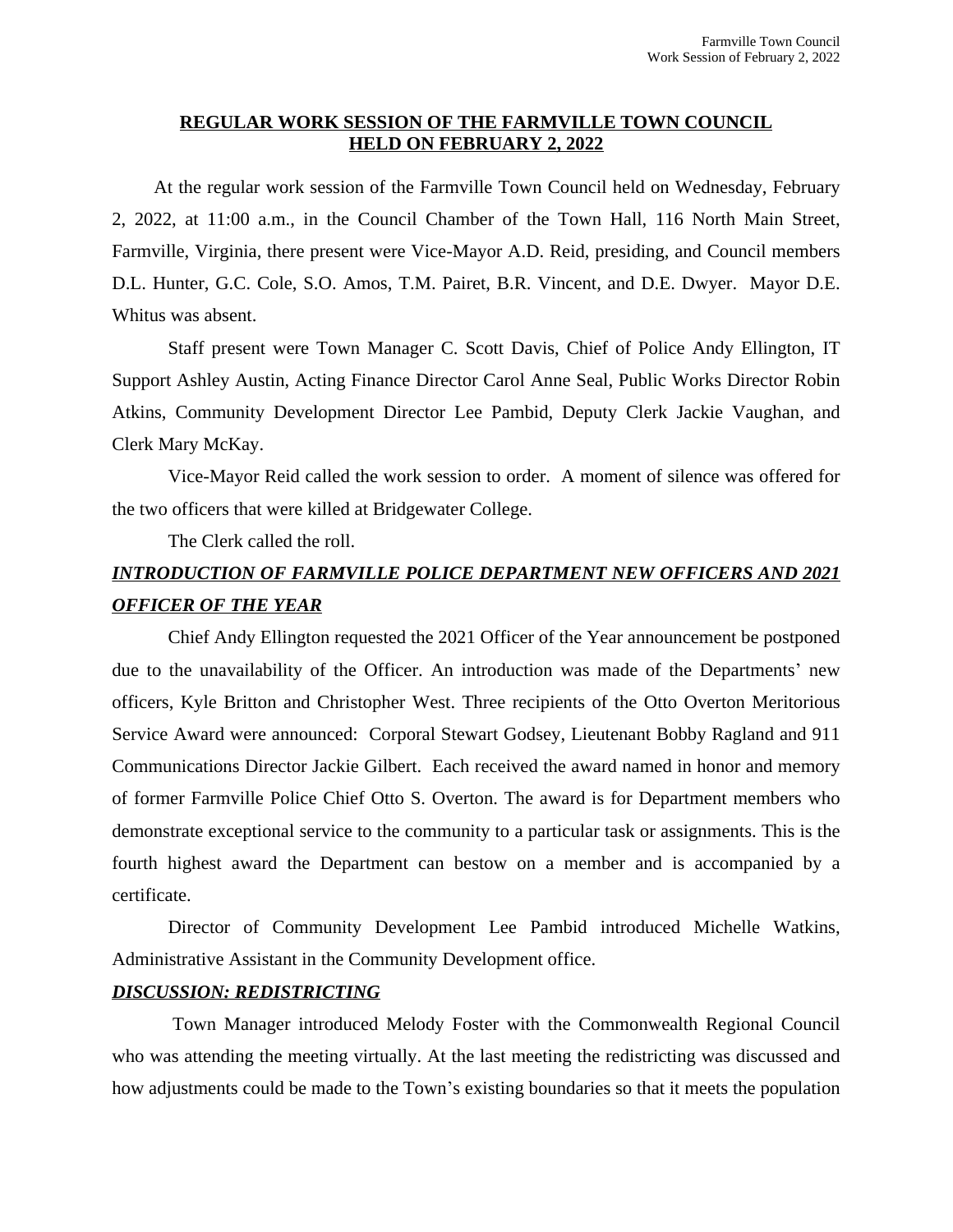## REGULAR WORK SESSION OF THE FARMVILLE TOWN COUNCIL HELD ON FEBRUARY 2, 2022

At the regular work session of the Farmville Town Council held on Wednesday, February 2, 2022, at 11:00 a.m., in the Council Chamber of the Town Hall, 116 North Main Street, Farmville, Virginia, there present were Vice-Mayor A.D. Reid, presiding, and Council members D.L. Hunter, G.C. Cole, S.O. Amos, T.M. Pairet, B.R. Vincent, and D.E. Dwyer. Mayor D.E. Whitus was absent.

Staff present were Town Manager C. Scott Davis, Chief of Police Andy Ellington, IT Support Ashley Austin, Acting Finance Director Carol Anne Seal, Public Works Director Robin Atkins, Community Development Director Lee Pambid, Deputy Clerk Jackie Vaughan, and Clerk Mary McKay.

Vice-Mayor Reid called the work session to order. A moment of silence was offered for the two officers that were killed at Bridgewater College.

The Clerk called the roll.

***INTRODUCTION OF FARMVILLE POLICE DEPARTMENT NEW OFFICERS AND 2021 OFFICER OF THE YEAR***

Chief Andy Ellington requested the 2021 Officer of the Year announcement be postponed due to the unavailability of the Officer. An introduction was made of the Departments' new officers, Kyle Britton and Christopher West. Three recipients of the Otto Overton Meritorious Service Award were announced: Corporal Stewart Godsey, Lieutenant Bobby Ragland and 911 Communications Director Jackie Gilbert. Each received the award named in honor and memory of former Farmville Police Chief Otto S. Overton. The award is for Department members who demonstrate exceptional service to the community to a particular task or assignments. This is the fourth highest award the Department can bestow on a member and is accompanied by a certificate.

Director of Community Development Lee Pambid introduced Michelle Watkins, Administrative Assistant in the Community Development office.

***DISCUSSION: REDISTRICTING***

Town Manager introduced Melody Foster with the Commonwealth Regional Council who was attending the meeting virtually. At the last meeting the redistricting was discussed and how adjustments could be made to the Town's existing boundaries so that it meets the population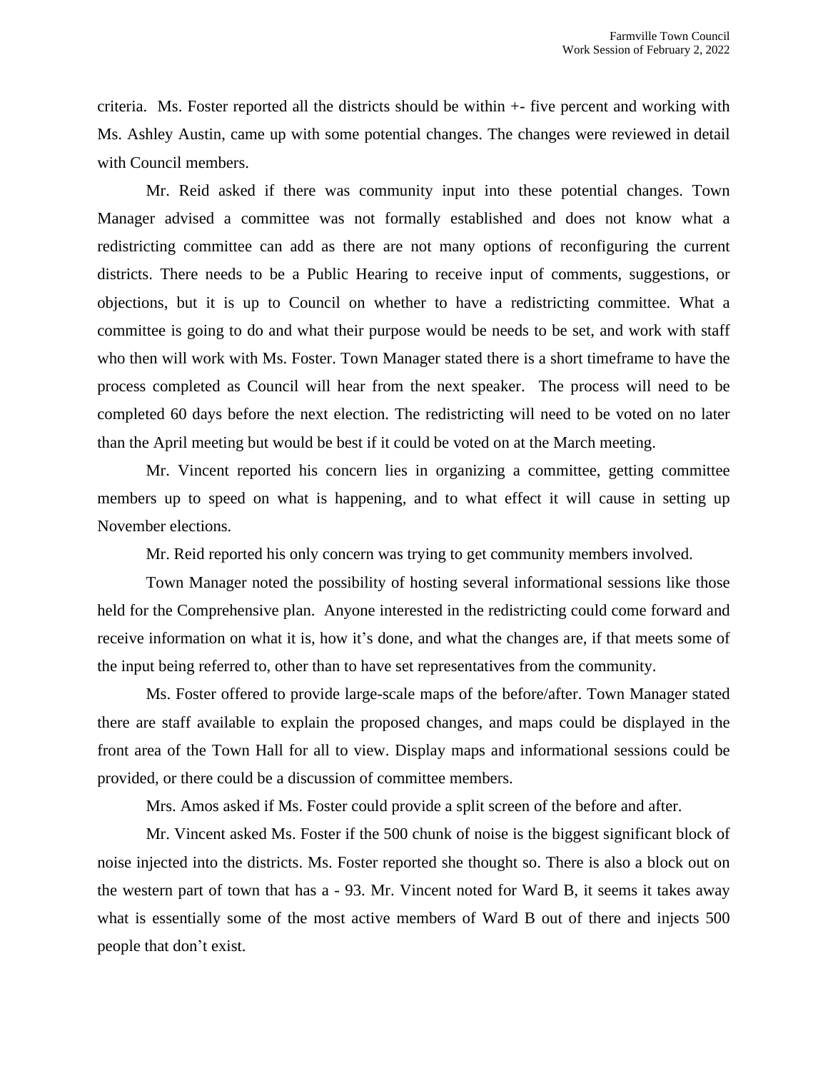criteria. Ms. Foster reported all the districts should be within +- five percent and working with Ms. Ashley Austin, came up with some potential changes. The changes were reviewed in detail with Council members.

Mr. Reid asked if there was community input into these potential changes. Town Manager advised a committee was not formally established and does not know what a redistricting committee can add as there are not many options of reconfiguring the current districts. There needs to be a Public Hearing to receive input of comments, suggestions, or objections, but it is up to Council on whether to have a redistricting committee. What a committee is going to do and what their purpose would be needs to be set, and work with staff who then will work with Ms. Foster. Town Manager stated there is a short timeframe to have the process completed as Council will hear from the next speaker. The process will need to be completed 60 days before the next election. The redistricting will need to be voted on no later than the April meeting but would be best if it could be voted on at the March meeting.

Mr. Vincent reported his concern lies in organizing a committee, getting committee members up to speed on what is happening, and to what effect it will cause in setting up November elections.

Mr. Reid reported his only concern was trying to get community members involved.

Town Manager noted the possibility of hosting several informational sessions like those held for the Comprehensive plan. Anyone interested in the redistricting could come forward and receive information on what it is, how it's done, and what the changes are, if that meets some of the input being referred to, other than to have set representatives from the community.

Ms. Foster offered to provide large-scale maps of the before/after. Town Manager stated there are staff available to explain the proposed changes, and maps could be displayed in the front area of the Town Hall for all to view. Display maps and informational sessions could be provided, or there could be a discussion of committee members.

Mrs. Amos asked if Ms. Foster could provide a split screen of the before and after.

Mr. Vincent asked Ms. Foster if the 500 chunk of noise is the biggest significant block of noise injected into the districts. Ms. Foster reported she thought so. There is also a block out on the western part of town that has a - 93. Mr. Vincent noted for Ward B, it seems it takes away what is essentially some of the most active members of Ward B out of there and injects 500 people that don't exist.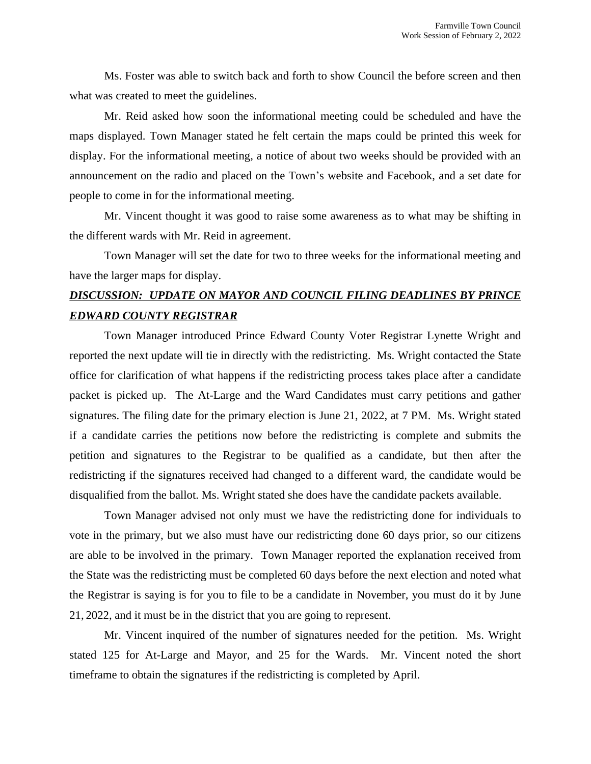Ms. Foster was able to switch back and forth to show Council the before screen and then what was created to meet the guidelines.

Mr. Reid asked how soon the informational meeting could be scheduled and have the maps displayed. Town Manager stated he felt certain the maps could be printed this week for display. For the informational meeting, a notice of about two weeks should be provided with an announcement on the radio and placed on the Town's website and Facebook, and a set date for people to come in for the informational meeting.

Mr. Vincent thought it was good to raise some awareness as to what may be shifting in the different wards with Mr. Reid in agreement.

Town Manager will set the date for two to three weeks for the informational meeting and have the larger maps for display.

***DISCUSSION: UPDATE ON MAYOR AND COUNCIL FILING DEADLINES BY PRINCE EDWARD COUNTY REGISTRAR***

Town Manager introduced Prince Edward County Voter Registrar Lynette Wright and reported the next update will tie in directly with the redistricting. Ms. Wright contacted the State office for clarification of what happens if the redistricting process takes place after a candidate packet is picked up. The At-Large and the Ward Candidates must carry petitions and gather signatures. The filing date for the primary election is June 21, 2022, at 7 PM. Ms. Wright stated if a candidate carries the petitions now before the redistricting is complete and submits the petition and signatures to the Registrar to be qualified as a candidate, but then after the redistricting if the signatures received had changed to a different ward, the candidate would be disqualified from the ballot. Ms. Wright stated she does have the candidate packets available.

Town Manager advised not only must we have the redistricting done for individuals to vote in the primary, but we also must have our redistricting done 60 days prior, so our citizens are able to be involved in the primary. Town Manager reported the explanation received from the State was the redistricting must be completed 60 days before the next election and noted what the Registrar is saying is for you to file to be a candidate in November, you must do it by June 21, 2022, and it must be in the district that you are going to represent.

Mr. Vincent inquired of the number of signatures needed for the petition. Ms. Wright stated 125 for At-Large and Mayor, and 25 for the Wards. Mr. Vincent noted the short timeframe to obtain the signatures if the redistricting is completed by April.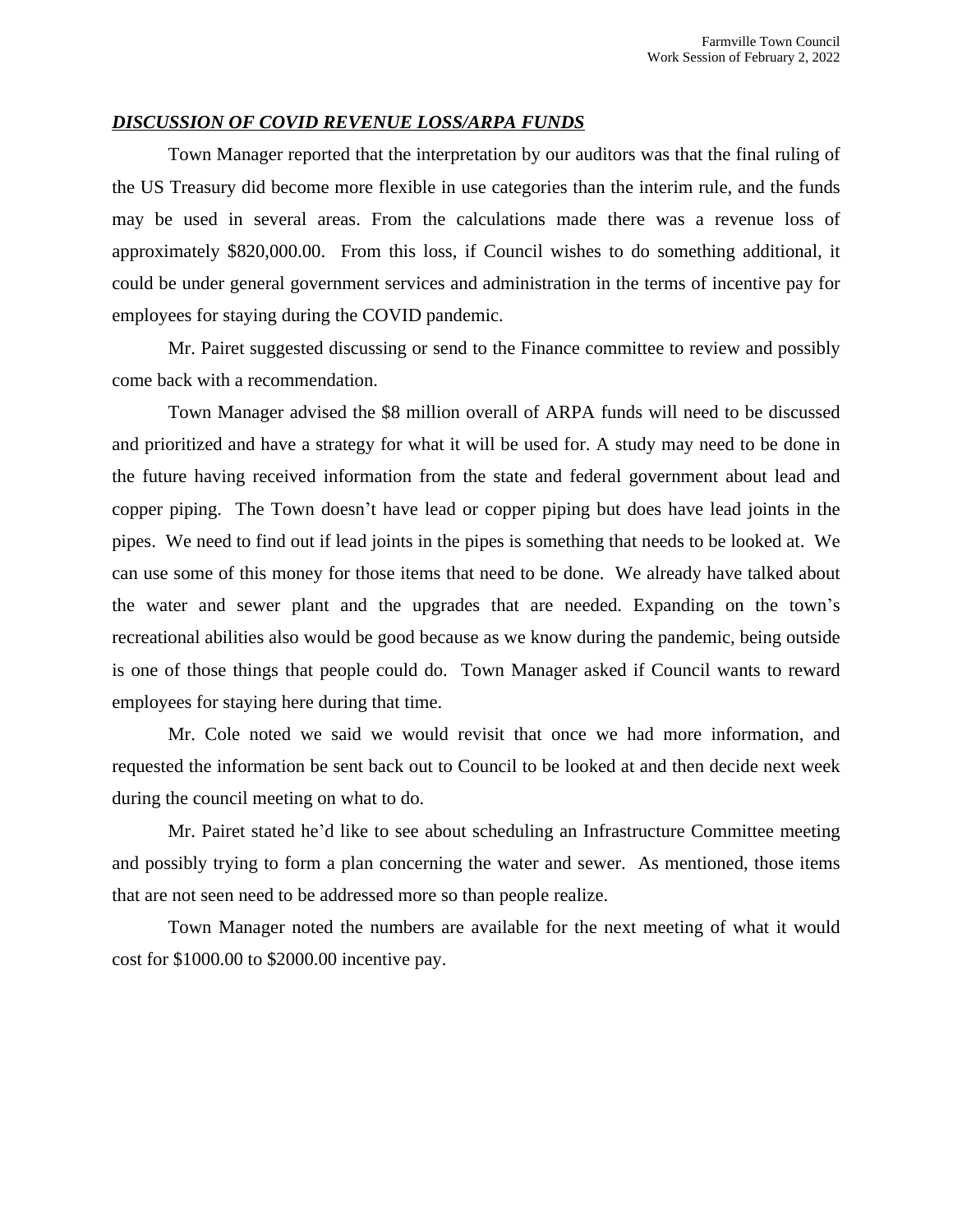***DISCUSSION OF COVID REVENUE LOSS/ARPA FUNDS***

Town Manager reported that the interpretation by our auditors was that the final ruling of the US Treasury did become more flexible in use categories than the interim rule, and the funds may be used in several areas. From the calculations made there was a revenue loss of approximately $820,000.00. From this loss, if Council wishes to do something additional, it could be under general government services and administration in the terms of incentive pay for employees for staying during the COVID pandemic.

Mr. Pairet suggested discussing or send to the Finance committee to review and possibly come back with a recommendation.

Town Manager advised the $8 million overall of ARPA funds will need to be discussed and prioritized and have a strategy for what it will be used for. A study may need to be done in the future having received information from the state and federal government about lead and copper piping. The Town doesn't have lead or copper piping but does have lead joints in the pipes. We need to find out if lead joints in the pipes is something that needs to be looked at. We can use some of this money for those items that need to be done. We already have talked about the water and sewer plant and the upgrades that are needed. Expanding on the town's recreational abilities also would be good because as we know during the pandemic, being outside is one of those things that people could do. Town Manager asked if Council wants to reward employees for staying here during that time.

Mr. Cole noted we said we would revisit that once we had more information, and requested the information be sent back out to Council to be looked at and then decide next week during the council meeting on what to do.

Mr. Pairet stated he'd like to see about scheduling an Infrastructure Committee meeting and possibly trying to form a plan concerning the water and sewer. As mentioned, those items that are not seen need to be addressed more so than people realize.

Town Manager noted the numbers are available for the next meeting of what it would cost for $1000.00 to $2000.00 incentive pay.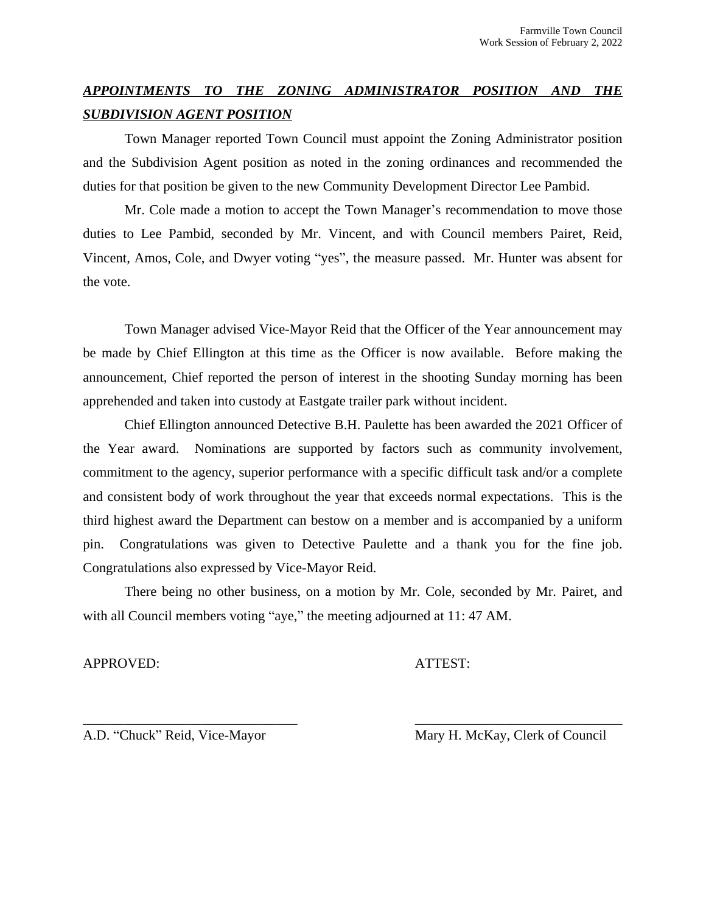***APPOINTMENTS TO THE ZONING ADMINISTRATOR POSITION AND THE SUBDIVISION AGENT POSITION***

Town Manager reported Town Council must appoint the Zoning Administrator position and the Subdivision Agent position as noted in the zoning ordinances and recommended the duties for that position be given to the new Community Development Director Lee Pambid.

Mr. Cole made a motion to accept the Town Manager's recommendation to move those duties to Lee Pambid, seconded by Mr. Vincent, and with Council members Pairet, Reid, Vincent, Amos, Cole, and Dwyer voting "yes", the measure passed. Mr. Hunter was absent for the vote.

Town Manager advised Vice-Mayor Reid that the Officer of the Year announcement may be made by Chief Ellington at this time as the Officer is now available. Before making the announcement, Chief reported the person of interest in the shooting Sunday morning has been apprehended and taken into custody at Eastgate trailer park without incident.

Chief Ellington announced Detective B.H. Paulette has been awarded the 2021 Officer of the Year award. Nominations are supported by factors such as community involvement, commitment to the agency, superior performance with a specific difficult task and/or a complete and consistent body of work throughout the year that exceeds normal expectations. This is the third highest award the Department can bestow on a member and is accompanied by a uniform pin. Congratulations was given to Detective Paulette and a thank you for the fine job. Congratulations also expressed by Vice-Mayor Reid.

There being no other business, on a motion by Mr. Cole, seconded by Mr. Pairet, and with all Council members voting "aye," the meeting adjourned at 11: 47 AM.

APPROVED: ATTEST:

\_\_\_\_\_\_\_\_\_\_\_\_\_\_\_\_\_\_\_\_\_\_\_\_\_\_\_\_\_\_
A.D. "Chuck" Reid, Vice-Mayor

\_\_\_\_\_\_\_\_\_\_\_\_\_\_\_\_\_\_\_\_\_\_\_\_\_\_\_\_\_\_
Mary H. McKay, Clerk of Council